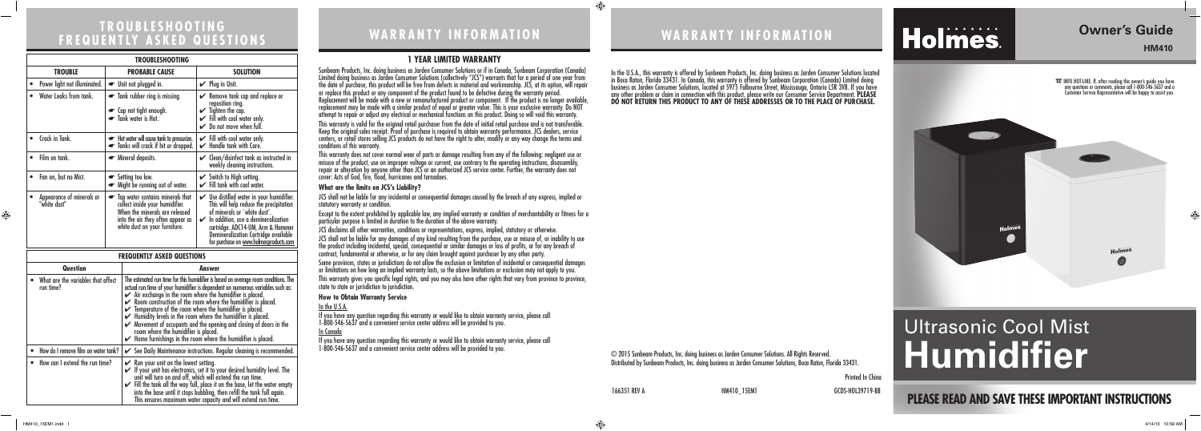# TROUBLESHOOTING FREQUENTLY ASKED QUESTIONS

| TROUBLESHOOTING | | |
|---|---|---|
| **TROUBLE** | **PROBABLE CAUSE** | **SOLUTION** |
| • Power light not illuminated. | ☛ Unit not plugged in. | ✔ Plug in Unit. |
| • Water Leaks from tank. | ☛ Tank rubber ring is missing. ☛ Cap not tight enough. ☛ Tank water is Hot. | ✔ Remove tank cap and replace or reposition ring. ✔ Tighten the cap. ✔ Fill with cool water only. ✔ Do not move when full. |
| • Crack in Tank. | ☛ Hot water will cause tank to pressurize. ☛ Tanks will crack if hit or dropped. | ✔ Fill with cool water only. ✔ Handle tank with Care. |
| • Film on tank. | ☛ Mineral deposits. | ✔ Clean/disinfect tank as instructed in weekly cleaning instructions. |
| • Fan on, but no Mist. | ☛ Setting too low. ☛ Might be running out of water. | ✔ Switch to High setting. ✔ Fill tank with cool water. |
| • Appearance of minerals or "white dust" | ☛ Tap water contains minerals that collect inside your humidifier. When the minerals are released into the air they often appear as white dust on your furniture. | ✔ Use distilled water in your humidifier. This will help reduce the precipitation of minerals or 'white dust'. ✔ In addition, use a demineralization cartridge. ADC14-UM, Arm & Hammer Demineralization Cartridge available for purchase on www.holmesproducts.com |

| FREQUENTLY ASKED QUESTIONS | |
|---|---|
| **Question** | **Answer** |
| • What are the variables that affect run time? | The estimated run time for this humidifier is based on average room conditions. The actual run time of your humidifier is dependent on numerous variables such as: ✔ Air exchange in the room where the humidifier is placed. ✔ Room construction of the room where the humidifier is placed. ✔ Temperature of the room where the humidifier is placed. ✔ Humidity levels in the room where the humidifier is placed. ✔ Movement of occupants and the opening and closing of doors in the room where the humidifier is placed. ✔ Home furnishings in the room where the humidifier is placed. |
| • How do I remove film on water tank? | ✔ See Daily Maintenance instructions. Regular cleaning is recommended. |
| • How can I extend the run time? | ✔ Run your unit on the lowest setting. ✔ If your unit has electronics, set it to your desired humidity level. The unit will turn on and off, which will extend the run time. ✔ Fill the tank all the way full, place it on the base, let the water empty into the base until it stops bubbling, then refill the tank full again. This ensures maximum water capacity and will extend run time. |

# WARRANTY INFORMATION

## 1 YEAR LIMITED WARRANTY

Sunbeam Products, Inc. doing business as Jarden Consumer Solutions or if in Canada, Sunbeam Corporation (Canada) Limited doing business as Jarden Consumer Solutions (collectively "JCS") warrants that for a period of one year from the date of purchase, this product will be free from defects in material and workmanship. JCS, at its option, will repair or replace this product or any component of the product found to be defective during the warranty period. Replacement will be made with a new or remanufactured product or component. If the product is no longer available, replacement may be made with a similar product of equal or greater value. This is your exclusive warranty. Do NOT attempt to repair or adjust any electrical or mechanical functions on this product. Doing so will void this warranty.

This warranty is valid for the original retail purchaser from the date of initial retail purchase and is not transferable. Keep the original sales receipt. Proof of purchase is required to obtain warranty performance. JCS dealers, service centers, or retail stores selling JCS products do not have the right to alter, modify or any way change the terms and conditions of this warranty.

This warranty does not cover normal wear of parts or damage resulting from any of the following: negligent use or misuse of the product, use on improper voltage or current, use contrary to the operating instructions, disassembly, repair or alteration by anyone other than JCS or an authorized JCS service center. Further, the warranty does not cover: Acts of God, fire, flood, hurricanes and tornadoes.

### What are the limits on JCS's Liability?

JCS shall not be liable for any incidental or consequential damages caused by the breach of any express, implied or statutory warranty or condition.

Except to the extent prohibited by applicable law, any implied warranty or condition of merchantability or fitness for a particular purpose is limited in duration to the duration of the above warranty.

JCS disclaims all other warranties, conditions or representations, express, implied, statutory or otherwise.

JCS shall not be liable for any damages of any kind resulting from the purchase, use or misuse of, or inability to use the product including incidental, special, consequential or similar damages or loss of profits, or for any breach of contract, fundamental or otherwise, or for any claim brought against purchaser by any other party.

Some provinces, states or jurisdictions do not allow the exclusion or limitation of incidental or consequential damages or limitations on how long an implied warranty lasts, so the above limitations or exclusion may not apply to you.

This warranty gives you specific legal rights, and you may also have other rights that vary from province to province, state to state or jurisdiction to jurisdiction.

### How to Obtain Warranty Service

In the U.S.A.

If you have any question regarding this warranty or would like to obtain warranty service, please call 1-800-546-5637 and a convenient service center address will be provided to you.

In Canada

If you have any question regarding this warranty or would like to obtain warranty service, please call 1-800-546-5637 and a convenient service center address will be provided to you.

# WARRANTY INFORMATION

In the U.S.A., this warranty is offered by Sunbeam Products, Inc. doing business as Jarden Consumer Solutions located in Boca Raton, Florida 33431. In Canada, this warranty is offered by Sunbeam Corporation (Canada) Limited doing business as Jarden Consumer Solutions, located at 5975 Falbourne Street, Mississauga, Ontario L5R 3V8. If you have any other problem or claim in connection with this product, please write our Consumer Service Department. **PLEASE DO NOT RETURN THIS PRODUCT TO ANY OF THESE ADDRESSES OR TO THE PLACE OF PURCHASE.**

© 2015 Sunbeam Products, Inc. doing business as Jarden Consumer Solutions. All Rights Reserved.
Distributed by Sunbeam Products, Inc. doing business as Jarden Consumer Solutions, Boca Raton, Florida 33431.

Printed In China

166351 REV A HM410_15EM1 GCDS-HOL39719-BB

# Holmes

## Owner's Guide

**HM410**

☎ INFO HOT-LINE: If, after reading this owner's guide you have any questions or comments, please call 1-800-546-5637 and a Customer Service Representative will be happy to assist you.

# Ultrasonic Cool Mist Humidifier

**PLEASE READ AND SAVE THESE IMPORTANT INSTRUCTIONS**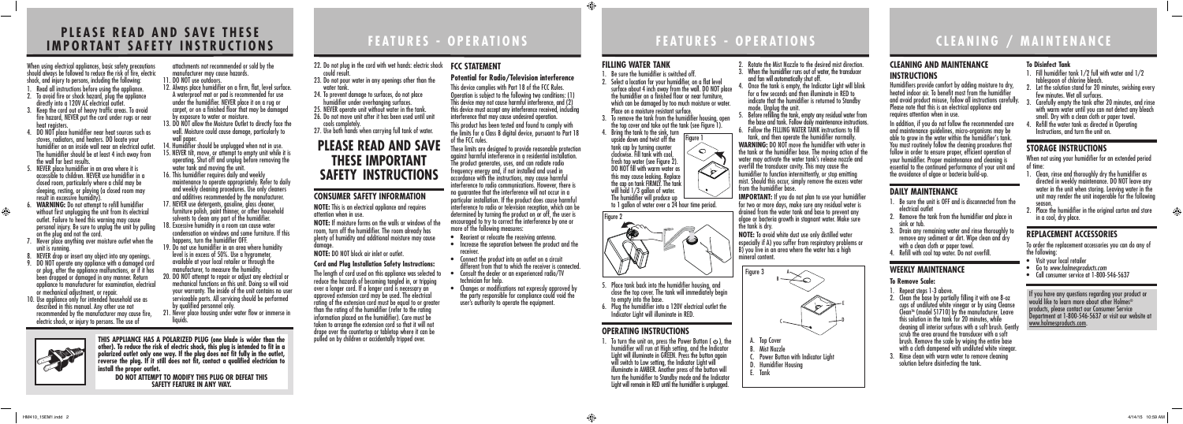# PLEASE READ AND SAVE THESE IMPORTANT SAFETY INSTRUCTIONS

When using electrical appliances, basic safety precautions should always be followed to reduce the risk of fire, electric shock, and injury to persons, including the following:

1. Read all instructions before using the appliance.
2. To avoid fire or shock hazard, plug the appliance directly into a 120V AC electrical outlet.
3. Keep the cord out of heavy traffic areas. To avoid fire hazard, NEVER put the cord under rugs or near heat registers.
4. DO NOT place humidifier near heat sources such as stoves, radiators, and heaters. DO locate your humidifier on an inside wall near an electrical outlet. The humidifier should be at least 4 inch away from the wall for best results.
5. NEVER place humidifier in an area where it is accessible to children. NEVER use humidifier in a closed room, particularly where a child may be sleeping, resting, or playing (a closed room may result in excessive humidity).
6. **WARNING:** Do not attempt to refill humidifier without first unplugging the unit from its electrical outlet. Failure to heed this warning may cause personal injury. Be sure to unplug the unit by pulling on the plug and not the cord.
7. Never place anything over moisture outlet when the unit is running.
8. NEVER drop or insert any object into any openings.
9. DO NOT operate any appliance with a damaged cord or plug, after the appliance malfunctions, or if it has been dropped or damaged in any manner. Return appliance to manufacturer for examination, electrical or mechanical adjustment, or repair.
10. Use appliance only for intended household use as described in this manual. Any other use not recommended by the manufacturer may cause fire, electric shock, or injury to persons. The use of attachments not recommended or sold by the manufacturer may cause hazards.
11. DO NOT use outdoors.
12. Always place humidifier on a firm, flat, level surface. A waterproof mat or pad is recommended for use under the humidifier. NEVER place it on a rug or carpet, or on a finished floor that may be damaged by exposure to water or moisture.
13. DO NOT allow the Moisture Outlet to directly face the wall. Moisture could cause damage, particularly to wall paper.
14. Humidifier should be unplugged when not in use.
15. NEVER tilt, move, or attempt to empty unit while it is operating. Shut off and unplug before removing the water tank and moving the unit.
16. This humidifier requires daily and weekly maintenance to operate appropriately. Refer to daily and weekly cleaning procedures. Use only cleaners and additives recommended by the manufacturer.
17. NEVER use detergents, gasoline, glass cleaner, furniture polish, paint thinner, or other household solvents to clean any part of the humidifier.
18. Excessive humidity in a room can cause water condensation on windows and some furniture. If this happens, turn the humidifier OFF.
19. Do not use humidifier in an area where humidity level is in excess of 50%. Use a hygrometer, available at your local retailer or through the manufacturer, to measure the humidity.
20. DO NOT attempt to repair or adjust any electrical or mechanical functions on this unit. Doing so will void your warranty. The inside of the unit contains no user serviceable parts. All servicing should be performed by qualified personnel only.
21. Never place housing under water flow or immerse in liquids.

**THIS APPLIANCE HAS A POLARIZED PLUG (one blade is wider than the other). To reduce the risk of electric shock, this plug is intended to fit in a polarized outlet only one way. If the plug does not fit fully in the outlet, reverse the plug. If it still does not fit, contact a qualified electrician to install the proper outlet.**

**DO NOT ATTEMPT TO MODIFY THIS PLUG OR DEFEAT THIS SAFETY FEATURE IN ANY WAY.**

# FEATURES - OPERATIONS

22. Do not plug in the cord with wet hands: electric shock could result.
23. Do not pour water in any openings other than the water tank.
24. To prevent damage to surfaces, do not place humidifier under overhanging surfaces.
25. NEVER operate unit without water in the tank.
26. Do not move unit after it has been used until unit cools completely.
27. Use both hands when carrying full tank of water.

# PLEASE READ AND SAVE THESE IMPORTANT SAFETY INSTRUCTIONS

## CONSUMER SAFETY INFORMATION

**NOTE:** This is an electrical appliance and requires attention when in use.

**NOTE:** If moisture forms on the walls or windows of the room, turn off the humidifier. The room already has plenty of humidity and additional moisture may cause damage.

**NOTE:** DO NOT block air inlet or outlet.

### Cord and Plug Installation Safety Instructions:

The length of cord used on this appliance was selected to reduce the hazards of becoming tangled in, or tripping over a longer cord. If a longer cord is necessary an approved extension cord may be used. The electrical rating of the extension cord must be equal to or greater than the rating of the humidifier (refer to the rating information placed on the humidifier). Care must be taken to arrange the extension cord so that it will not drape over the countertop or tabletop where it can be pulled on by children or accidentally tripped over.

## FCC STATEMENT

### Potential for Radio/Television interference

This device complies with Part 18 of the FCC Rules. Operation is subject to the following two conditions: (1) This device may not cause harmful interference, and (2) this device must accept any interference received, including interference that may cause undesired operation.

This product has been tested and found to comply with the limits for a Class B digital device, pursuant to Part 18 of the FCC rules.

These limits are designed to provide reasonable protection against harmful interference in a residential installation. The product generates, uses, and can radiate radio frequency energy and, if not installed and used in accordance with the instructions, may cause harmful interference to radio communications. However, there is no guarantee that the interference will not occur in a particular installation. If the product does cause harmful interference to radio or television reception, which can be determined by turning the product on or off, the user is encouraged to try to correct the interference by one or more of the following measures:

- Reorient or relocate the receiving antenna.
- Increase the separation between the product and the receiver.
- Connect the product into an outlet on a circuit different from that to which the receiver is connected.
- Consult the dealer or an experienced radio/TV technician for help.
- Changes or modifications not expressly approved by the party responsible for compliance could void the user's authority to operate the equipment.

# FEATURES - OPERATIONS

## FILLING WATER TANK

1. Be sure the humidifier is switched off.
2. Select a location for your humidifier, on a flat level surface about 4 inch away from the wall. DO NOT place the humidifier on a finished floor or near furniture, which can be damaged by too much moisture or water. Place on a moisture resistant surface.
3. To remove the tank from the humidifier housing, open the top cover and take out the tank (see Figure 1).
4. Bring the tank to the sink, turn upside down and twist off the tank cap by turning counter clockwise. Fill tank with cool, fresh tap water (see Figure 2). DO NOT fill with warm water as this may cause leaking. Replace the cap on tank FIRMLY. The tank will hold 1/3 gallon of water. The humidifier will produce up to 1 gallon of water over a 24 hour time period.

Figure 1

Figure 2

5. Place tank back into the humidifier housing, and close the top cover. The tank will immediately begin to empty into the base.
6. Plug the humidifier into a 120V electrical outlet the Indicator Light will illuminate in RED.

## OPERATING INSTRUCTIONS

1. To turn the unit on, press the Power Button ( ⏻ ), the humidifier will run at High setting, and the Indicator Light will illuminate in GREEN. Press the button again will switch to Low setting, the Indicator Light will illuminate in AMBER. Another press of the button will turn the humidifier to Standby mode and the Indicator Light will remain in RED until the humidifier is unplugged.
2. Rotate the Mist Nozzle to the desired mist direction.
3. When the humidifier runs out of water, the transducer and fan will automatically shut off.
4. Once the tank is empty, the Indicator Light will blink for a few seconds and then illuminate in RED to indicate that the humidifier is returned to Standby mode. Unplug the unit.
5. Before refilling the tank, empty any residual water from the base and tank. Follow daily maintenance instructions.
6. Follow the FILLING WATER TANK instructions to fill tank, and then operate the humidifier normally.

**WARNING:** DO NOT move the humidifier with water in the tank or the humidifier base. The moving action of the water may activate the water tank's release nozzle and overfill the transducer cavity. This may cause the humidifier to function intermittently, or stop emitting mist. Should this occur, simply remove the excess water from the humidifier base.

**IMPORTANT:** If you do not plan to use your humidifier for two or more days, make sure any residual water is drained from the water tank and base to prevent any algae or bacteria growth in stagnant water. Make sure the tank is dry.

**NOTE:** To avoid white dust use only distilled water especially if A) you suffer from respiratory problems or B) you live in an area where the water has a high mineral content.

Figure 3

A. Top Cover
B. Mist Nozzle
C. Power Button with Indicator Light
D. Humidifier Housing
E. Tank

# CLEANING / MAINTENANCE

## CLEANING AND MAINTENANCE INSTRUCTIONS

Humidifiers provide comfort by adding moisture to dry, heated indoor air. To benefit most from the humidifier and avoid product misuse, follow all instructions carefully. Please note that this is an electrical appliance and requires attention when in use.

In addition, if you do not follow the recommended care and maintenance guidelines, micro-organisms may be able to grow in the water within the humidifier's tank. You must routinely follow the cleaning procedures that follow in order to ensure proper, efficient operation of your humidifier. Proper maintenance and cleaning is essential to the continued performance of your unit and the avoidance of algae or bacteria build-up.

## DAILY MAINTENANCE

1. Be sure the unit is OFF and is disconnected from the electrical outlet
2. Remove the tank from the humidifier and place in sink or tub.
3. Drain any remaining water and rinse thoroughly to remove any sediment or dirt. Wipe clean and dry with a clean cloth or paper towel.
4. Refill with cool tap water. Do not overfill.

## WEEKLY MAINTENANCE

### To Remove Scale:

1. Repeat steps 1-3 above.
2. Clean the base by partially filling it with one 8-oz cups of undiluted white vinegar or by using Cleanse Clean™ (model S1710) by the manufacturer. Leave this solution in the tank for 20 minutes, while cleaning all interior surfaces with a soft brush. Gently scrub the area around the transducer with a soft brush. Remove the scale by wiping the entire base with a cloth dampened with undiluted white vinegar.
3. Rinse clean with warm water to remove cleaning solution before disinfecting the tank.

### To Disinfect Tank

1. Fill humidifier tank 1/2 full with water and 1/2 tablespoon of chlorine bleach.
2. Let the solution stand for 20 minutes, swishing every few minutes. Wet all surfaces.
3. Carefully empty the tank after 20 minutes, and rinse with warm water until you can not detect any bleach smell. Dry with a clean cloth or paper towel.
4. Refill the water tank as directed in Operating Instructions, and turn the unit on.

## STORAGE INSTRUCTIONS

When not using your humidifier for an extended period of time:

1. Clean, rinse and thoroughly dry the humidifier as directed in weekly maintenance. DO NOT leave any water in the unit when storing. Leaving water in the unit may render the unit inoperable for the following season.
2. Place the humidifier in the original carton and store in a cool, dry place.

## REPLACEMENT ACCESSORIES

To order the replacement accessories you can do any of the following:

- Visit your local retailer
- Go to www.holmesproducts.com
- Call consumer service at 1-800-546-5637

If you have any questions regarding your product or would like to learn more about other Holmes® products, please contact our Consumer Service Department at 1-800-546-5637 or visit our website at www.holmesproducts.com.